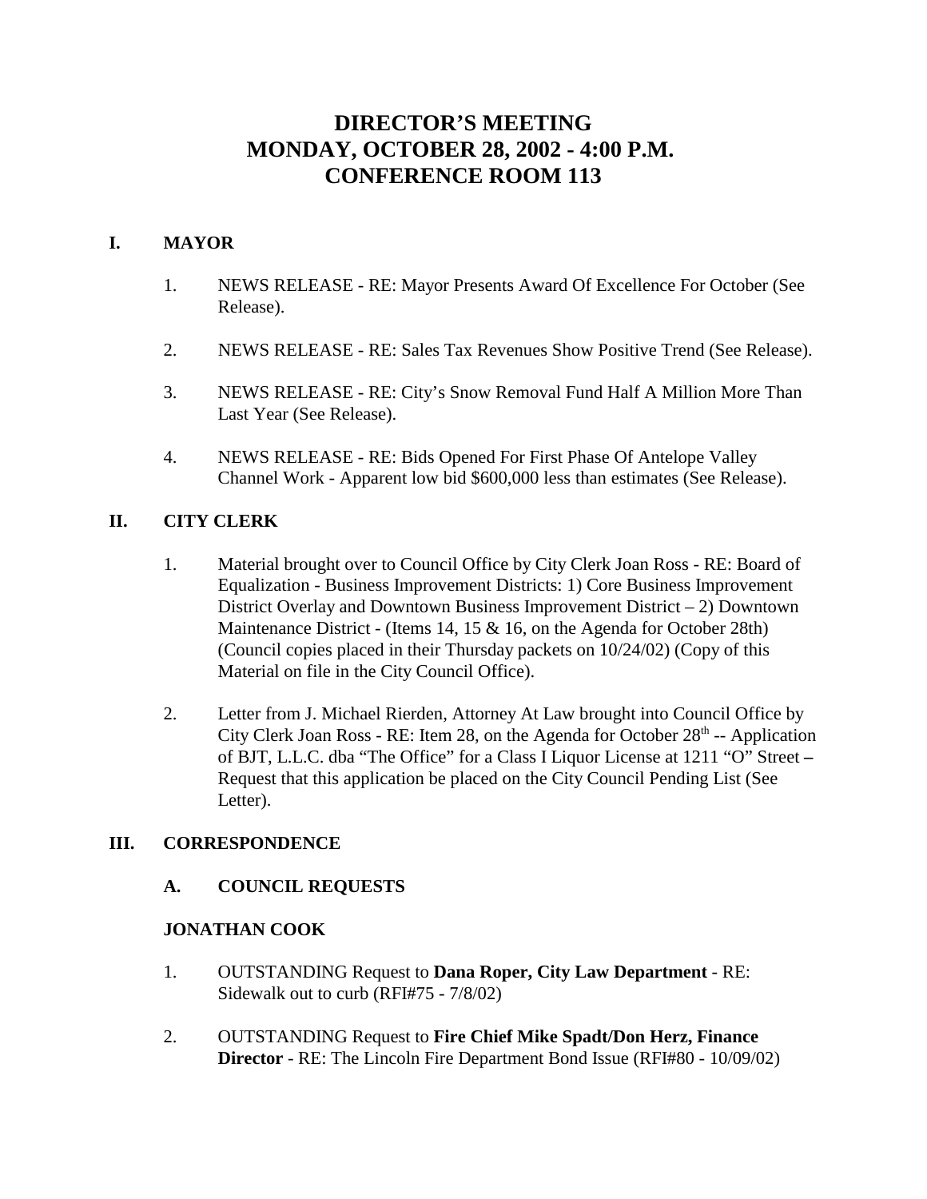# DIRECTOR'S MEETING
# MONDAY, OCTOBER 28, 2002 - 4:00 P.M.
# CONFERENCE ROOM 113

## I. MAYOR

1. NEWS RELEASE - RE: Mayor Presents Award Of Excellence For October (See Release).

2. NEWS RELEASE - RE: Sales Tax Revenues Show Positive Trend (See Release).

3. NEWS RELEASE - RE: City's Snow Removal Fund Half A Million More Than Last Year (See Release).

4. NEWS RELEASE - RE: Bids Opened For First Phase Of Antelope Valley Channel Work - Apparent low bid $600,000 less than estimates (See Release).

## II. CITY CLERK

1. Material brought over to Council Office by City Clerk Joan Ross - RE: Board of Equalization - Business Improvement Districts: 1) Core Business Improvement District Overlay and Downtown Business Improvement District – 2) Downtown Maintenance District - (Items 14, 15 & 16, on the Agenda for October 28th) (Council copies placed in their Thursday packets on 10/24/02) (Copy of this Material on file in the City Council Office).

2. Letter from J. Michael Rierden, Attorney At Law brought into Council Office by City Clerk Joan Ross - RE: Item 28, on the Agenda for October 28th -- Application of BJT, L.L.C. dba "The Office" for a Class I Liquor License at 1211 "O" Street – Request that this application be placed on the City Council Pending List (See Letter).

## III. CORRESPONDENCE

### A. COUNCIL REQUESTS

**JONATHAN COOK**

1. OUTSTANDING Request to **Dana Roper, City Law Department** - RE: Sidewalk out to curb (RFI#75 - 7/8/02)

2. OUTSTANDING Request to **Fire Chief Mike Spadt/Don Herz, Finance Director** - RE: The Lincoln Fire Department Bond Issue (RFI#80 - 10/09/02)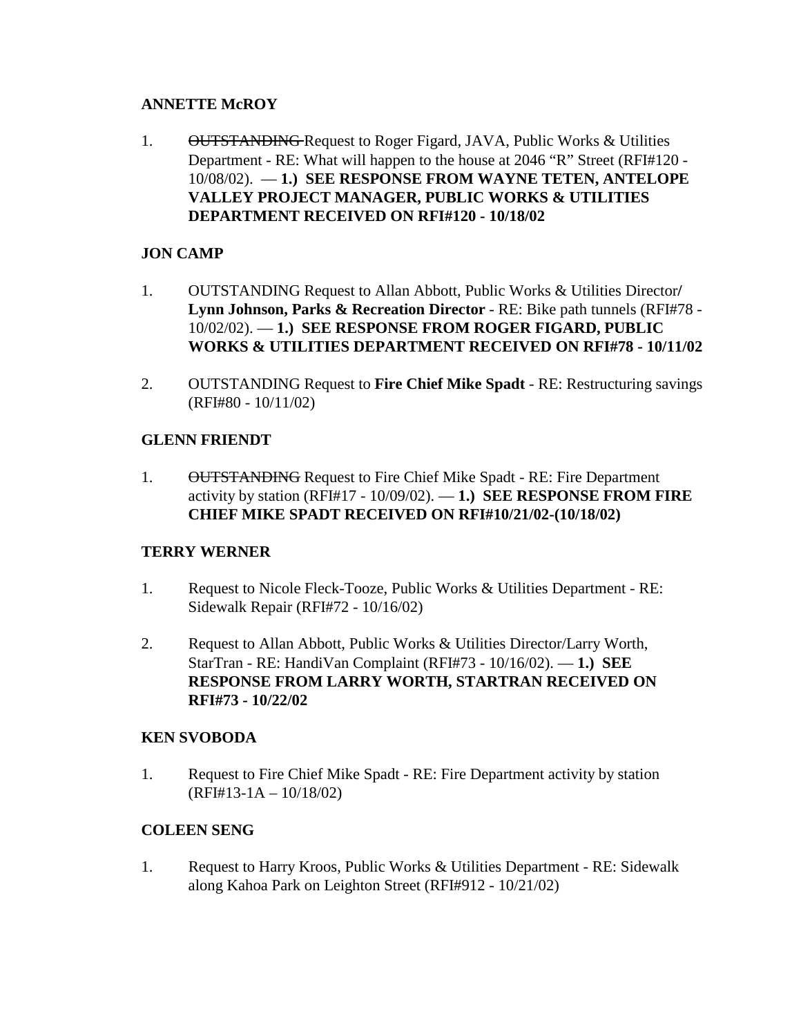**ANNETTE McROY**

1. ~~OUTSTANDING~~ Request to Roger Figard, JAVA, Public Works & Utilities Department - RE: What will happen to the house at 2046 "R" Street (RFI#120 - 10/08/02). — **1.) SEE RESPONSE FROM WAYNE TETEN, ANTELOPE VALLEY PROJECT MANAGER, PUBLIC WORKS & UTILITIES DEPARTMENT RECEIVED ON RFI#120 - 10/18/02**

**JON CAMP**

1. OUTSTANDING Request to Allan Abbott, Public Works & Utilities Director/ **Lynn Johnson, Parks & Recreation Director** - RE: Bike path tunnels (RFI#78 - 10/02/02). — **1.) SEE RESPONSE FROM ROGER FIGARD, PUBLIC WORKS & UTILITIES DEPARTMENT RECEIVED ON RFI#78 - 10/11/02**

2. OUTSTANDING Request to **Fire Chief Mike Spadt** - RE: Restructuring savings (RFI#80 - 10/11/02)

**GLENN FRIENDT**

1. ~~OUTSTANDING~~ Request to Fire Chief Mike Spadt - RE: Fire Department activity by station (RFI#17 - 10/09/02). — **1.) SEE RESPONSE FROM FIRE CHIEF MIKE SPADT RECEIVED ON RFI#10/21/02-(10/18/02)**

**TERRY WERNER**

1. Request to Nicole Fleck-Tooze, Public Works & Utilities Department - RE: Sidewalk Repair (RFI#72 - 10/16/02)

2. Request to Allan Abbott, Public Works & Utilities Director/Larry Worth, StarTran - RE: HandiVan Complaint (RFI#73 - 10/16/02). — **1.) SEE RESPONSE FROM LARRY WORTH, STARTRAN RECEIVED ON RFI#73 - 10/22/02**

**KEN SVOBODA**

1. Request to Fire Chief Mike Spadt - RE: Fire Department activity by station (RFI#13-1A – 10/18/02)

**COLEEN SENG**

1. Request to Harry Kroos, Public Works & Utilities Department - RE: Sidewalk along Kahoa Park on Leighton Street (RFI#912 - 10/21/02)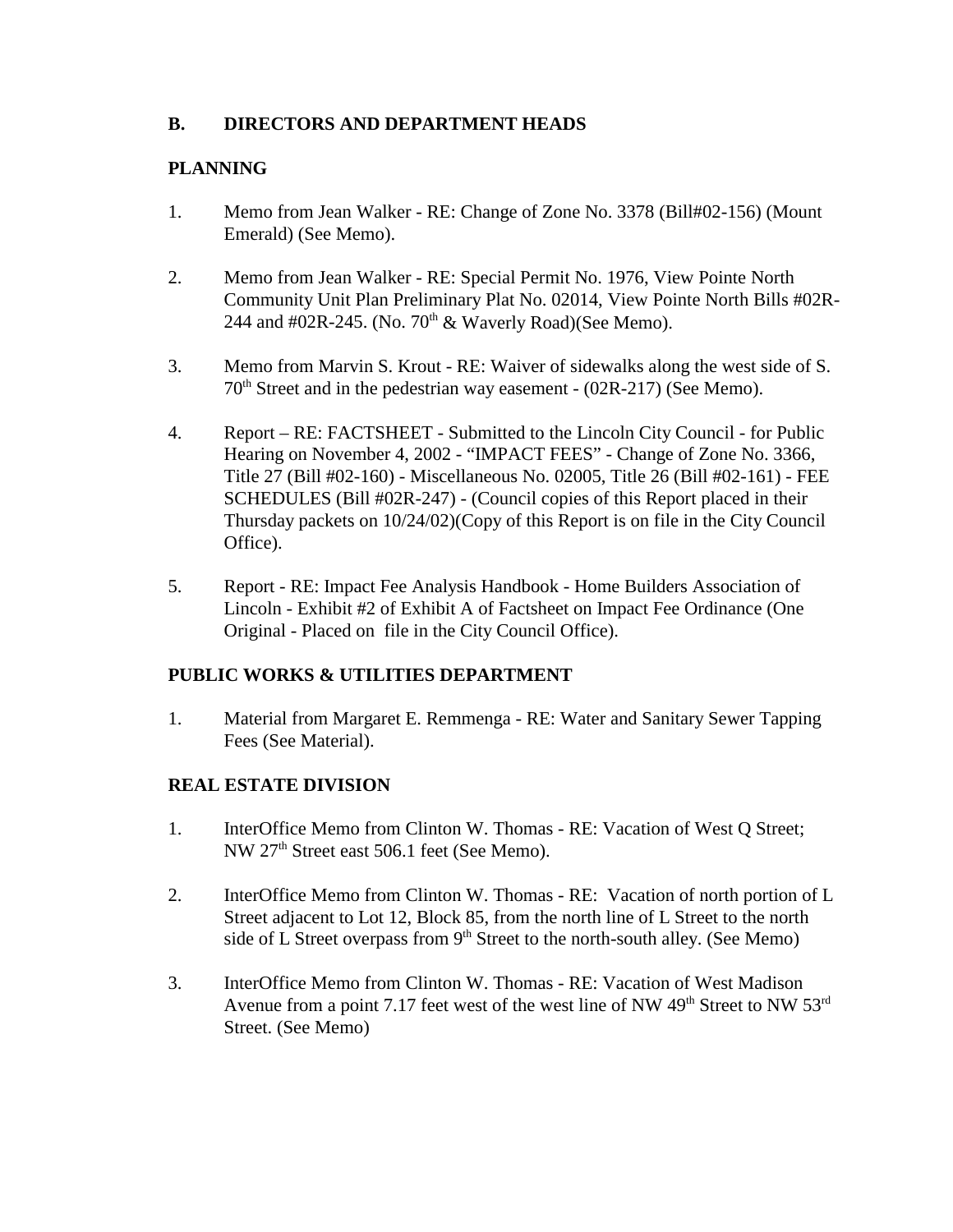## B. DIRECTORS AND DEPARTMENT HEADS

### PLANNING

1. Memo from Jean Walker - RE: Change of Zone No. 3378 (Bill#02-156) (Mount Emerald) (See Memo).

2. Memo from Jean Walker - RE: Special Permit No. 1976, View Pointe North Community Unit Plan Preliminary Plat No. 02014, View Pointe North Bills #02R-244 and #02R-245. (No. 70th & Waverly Road)(See Memo).

3. Memo from Marvin S. Krout - RE: Waiver of sidewalks along the west side of S. 70th Street and in the pedestrian way easement - (02R-217) (See Memo).

4. Report – RE: FACTSHEET - Submitted to the Lincoln City Council - for Public Hearing on November 4, 2002 - "IMPACT FEES" - Change of Zone No. 3366, Title 27 (Bill #02-160) - Miscellaneous No. 02005, Title 26 (Bill #02-161) - FEE SCHEDULES (Bill #02R-247) - (Council copies of this Report placed in their Thursday packets on 10/24/02)(Copy of this Report is on file in the City Council Office).

5. Report - RE: Impact Fee Analysis Handbook - Home Builders Association of Lincoln - Exhibit #2 of Exhibit A of Factsheet on Impact Fee Ordinance (One Original - Placed on file in the City Council Office).

### PUBLIC WORKS & UTILITIES DEPARTMENT

1. Material from Margaret E. Remmenga - RE: Water and Sanitary Sewer Tapping Fees (See Material).

### REAL ESTATE DIVISION

1. InterOffice Memo from Clinton W. Thomas - RE: Vacation of West Q Street; NW 27th Street east 506.1 feet (See Memo).

2. InterOffice Memo from Clinton W. Thomas - RE: Vacation of north portion of L Street adjacent to Lot 12, Block 85, from the north line of L Street to the north side of L Street overpass from 9th Street to the north-south alley. (See Memo)

3. InterOffice Memo from Clinton W. Thomas - RE: Vacation of West Madison Avenue from a point 7.17 feet west of the west line of NW 49th Street to NW 53rd Street. (See Memo)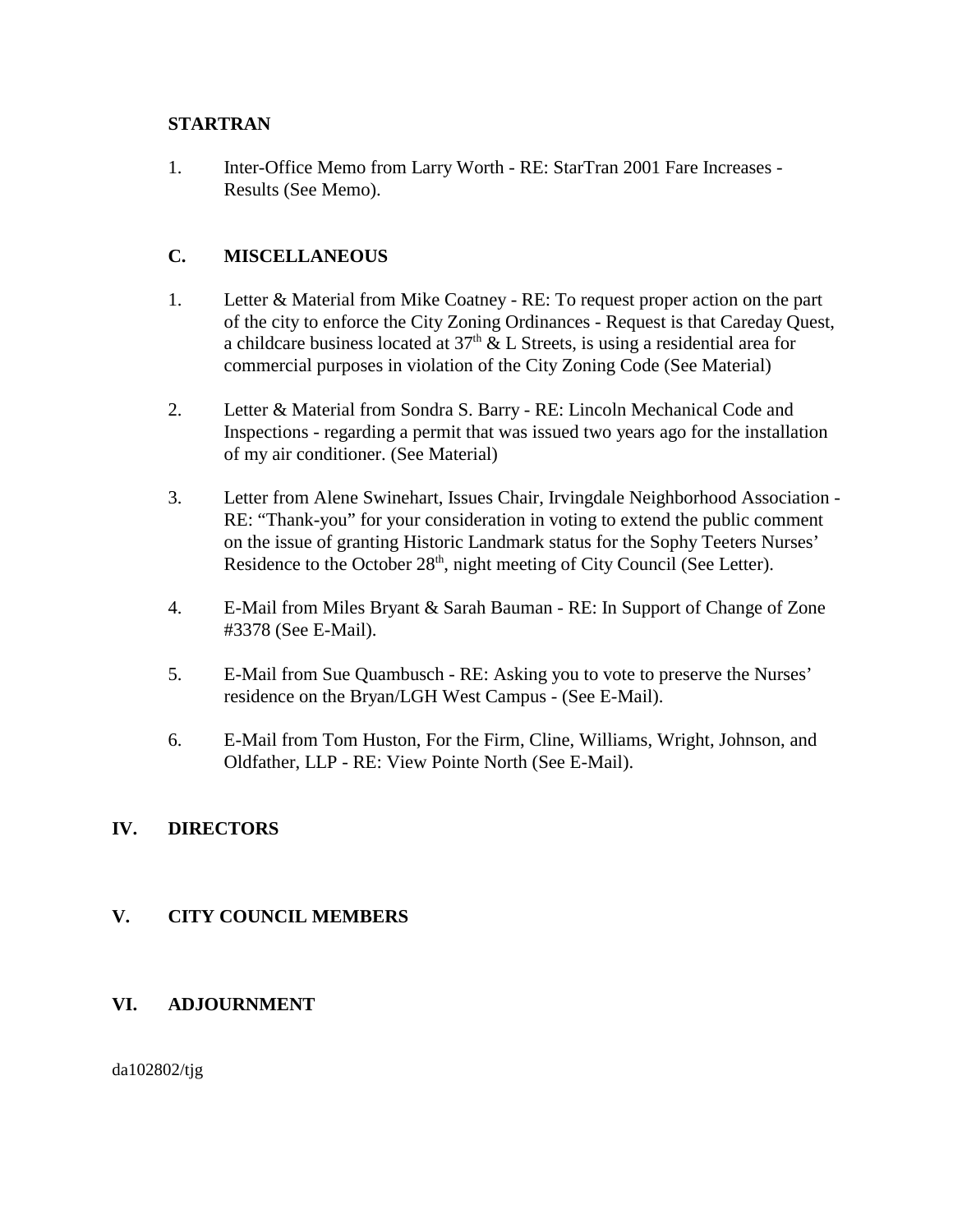**STARTRAN**

1. Inter-Office Memo from Larry Worth - RE: StarTran 2001 Fare Increases - Results (See Memo).

## C. MISCELLANEOUS

1. Letter & Material from Mike Coatney - RE: To request proper action on the part of the city to enforce the City Zoning Ordinances - Request is that Careday Quest, a childcare business located at 37th & L Streets, is using a residential area for commercial purposes in violation of the City Zoning Code (See Material)

2. Letter & Material from Sondra S. Barry - RE: Lincoln Mechanical Code and Inspections - regarding a permit that was issued two years ago for the installation of my air conditioner. (See Material)

3. Letter from Alene Swinehart, Issues Chair, Irvingdale Neighborhood Association - RE: "Thank-you" for your consideration in voting to extend the public comment on the issue of granting Historic Landmark status for the Sophy Teeters Nurses' Residence to the October 28th, night meeting of City Council (See Letter).

4. E-Mail from Miles Bryant & Sarah Bauman - RE: In Support of Change of Zone #3378 (See E-Mail).

5. E-Mail from Sue Quambusch - RE: Asking you to vote to preserve the Nurses' residence on the Bryan/LGH West Campus - (See E-Mail).

6. E-Mail from Tom Huston, For the Firm, Cline, Williams, Wright, Johnson, and Oldfather, LLP - RE: View Pointe North (See E-Mail).

## IV. DIRECTORS

## V. CITY COUNCIL MEMBERS

## VI. ADJOURNMENT

da102802/tjg